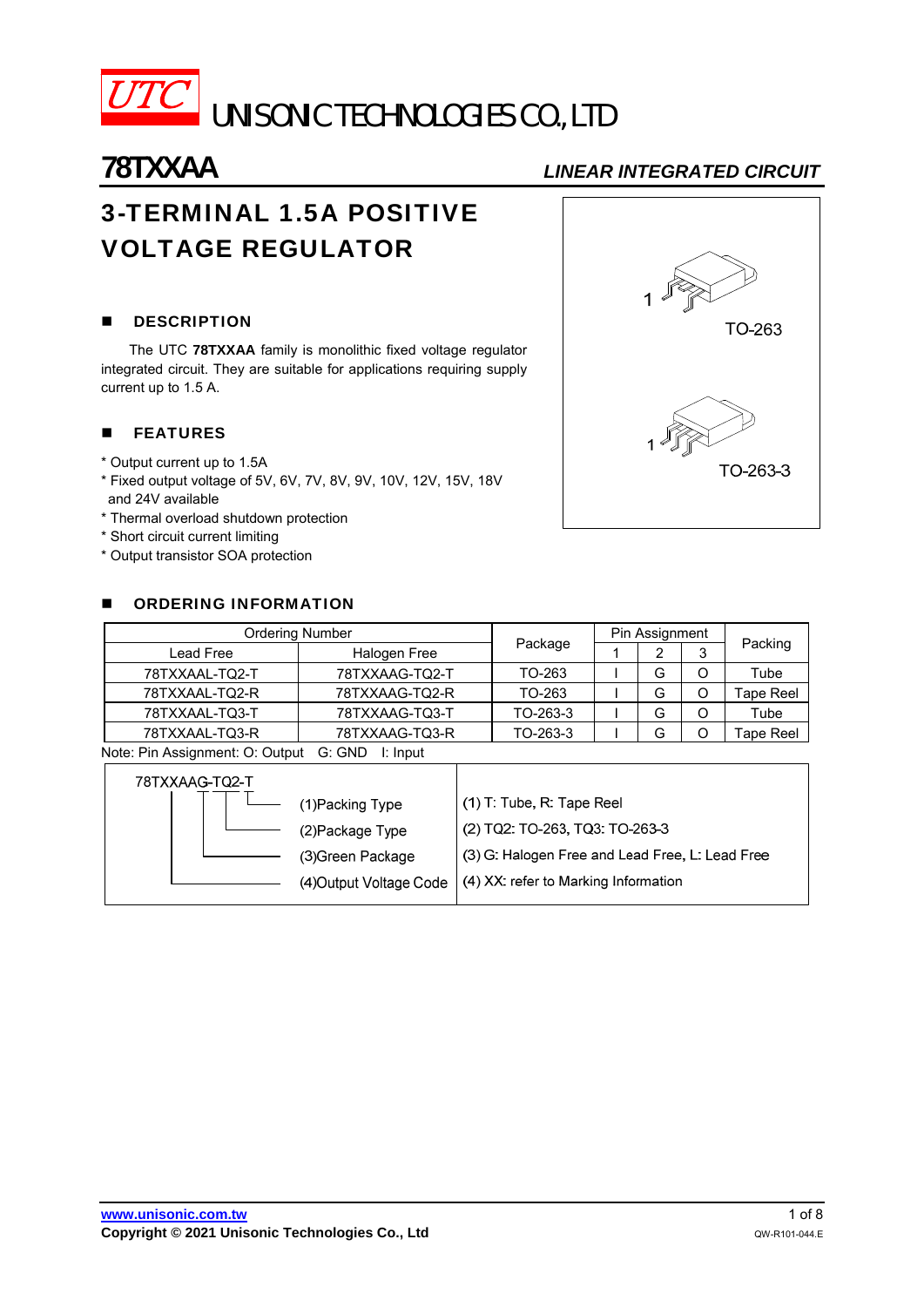UTC UNISONIC TECHNOLOGIES CO., LTD

# 78TXXAA

*LINEAR INTEGRATED CIRCUIT*

## 3-TERMINAL 1.5A POSITIVE VOLTAGE REGULATOR

TO-263

TO-263-3

### DESCRIPTION

The UTC **78TXXAA** family is monolithic fixed voltage regulator integrated circuit. They are suitable for applications requiring supply current up to 1.5 A.

### FEATURES

* Output current up to 1.5A
* Fixed output voltage of 5V, 6V, 7V, 8V, 9V, 10V, 12V, 15V, 18V and 24V available
* Thermal overload shutdown protection
* Short circuit current limiting
* Output transistor SOA protection

### ORDERING INFORMATION

| Ordering Number | | Package | Pin Assignment | | | Packing |
|---|---|---|---|---|---|---|
| Lead Free | Halogen Free | | 1 | 2 | 3 | |
| 78TXXAAL-TQ2-T | 78TXXAAG-TQ2-T | TO-263 | I | G | O | Tube |
| 78TXXAAL-TQ2-R | 78TXXAAG-TQ2-R | TO-263 | I | G | O | Tape Reel |
| 78TXXAAL-TQ3-T | 78TXXAAG-TQ3-T | TO-263-3 | I | G | O | Tube |
| 78TXXAAL-TQ3-R | 78TXXAAG-TQ3-R | TO-263-3 | I | G | O | Tape Reel |

Note: Pin Assignment: O: Output G: GND I: Input

78TXXAAG-TQ2-T

| | |
|---|---|
| (1)Packing Type | (1) T: Tube, R: Tape Reel |
| (2)Package Type | (2) TQ2: TO-263, TQ3: TO-263-3 |
| (3)Green Package | (3) G: Halogen Free and Lead Free, L: Lead Free |
| (4)Output Voltage Code | (4) XX: refer to Marking Information |

www.unisonic.com.tw

Copyright © 2021 Unisonic Technologies Co., Ltd

QW-R101-044.E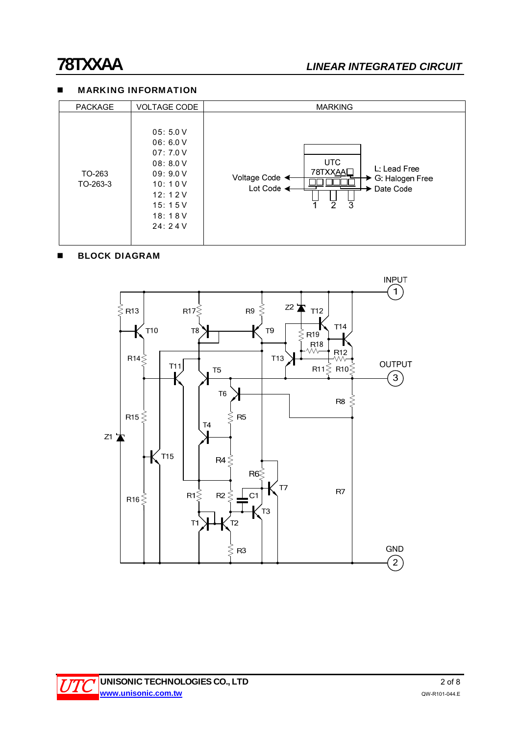## MARKING INFORMATION

| PACKAGE | VOLTAGE CODE | MARKING |
|---|---|---|
| TO-263<br>TO-263-3 | 05: 5.0 V<br>06: 6.0 V<br>07: 7.0 V<br>08: 8.0 V<br>09: 9.0 V<br>10: 10 V<br>12: 12 V<br>15: 15 V<br>18: 18 V<br>24: 24 V | UTC 78TXXAA□ — Voltage Code, Lot Code; L: Lead Free, G: Halogen Free; Date Code; pins 1 2 3 |

## BLOCK DIAGRAM

INPUT (1), OUTPUT (3), GND (2)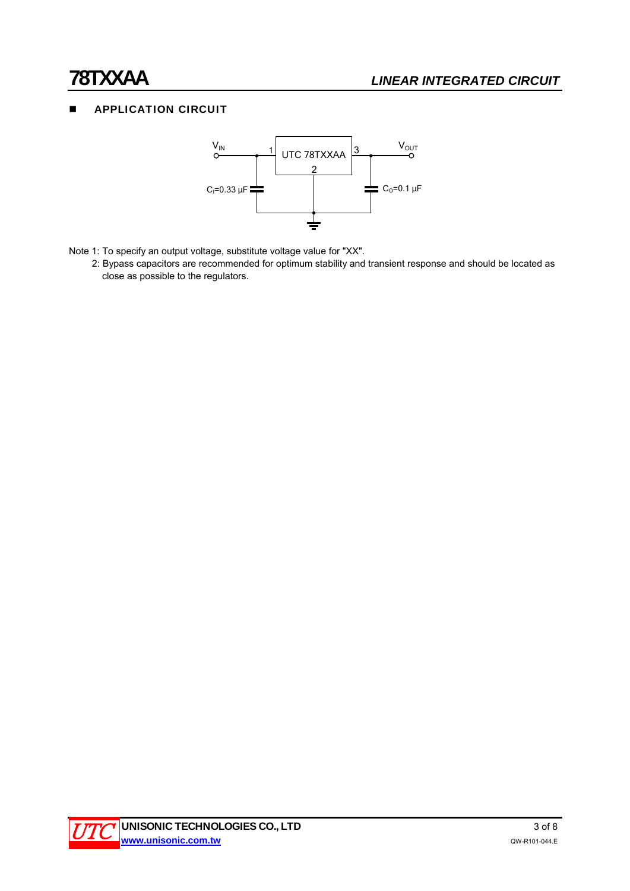## APPLICATION CIRCUIT

Note 1: To specify an output voltage, substitute voltage value for "XX".

2: Bypass capacitors are recommended for optimum stability and transient response and should be located as close as possible to the regulators.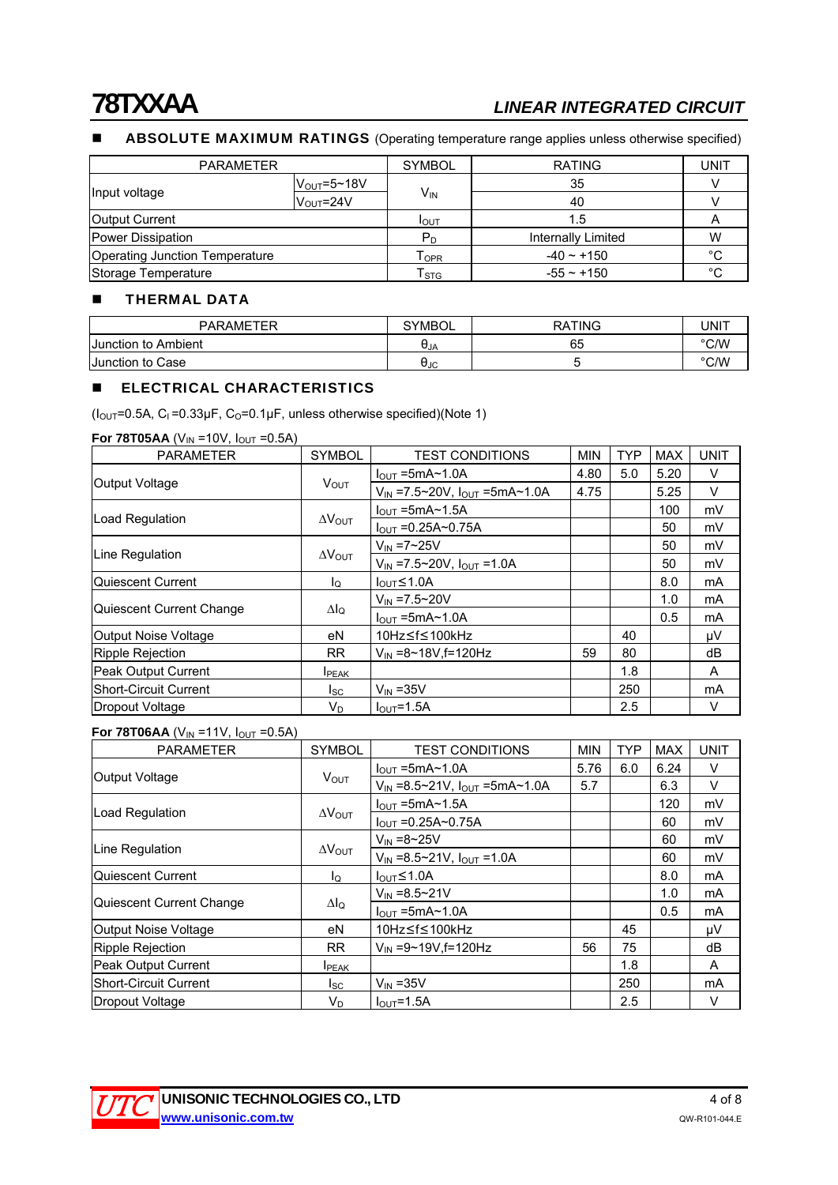## ABSOLUTE MAXIMUM RATINGS (Operating temperature range applies unless otherwise specified)

| PARAMETER | | SYMBOL | RATING | UNIT |
|---|---|---|---|---|
| Input voltage | $V_{OUT}$=5~18V | $V_{IN}$ | 35 | V |
| | $V_{OUT}$=24V | | 40 | V |
| Output Current | | $I_{OUT}$ | 1.5 | A |
| Power Dissipation | | $P_D$ | Internally Limited | W |
| Operating Junction Temperature | | $T_{OPR}$ | -40 ~ +150 | °C |
| Storage Temperature | | $T_{STG}$ | -55 ~ +150 | °C |

## THERMAL DATA

| PARAMETER | SYMBOL | RATING | UNIT |
|---|---|---|---|
| Junction to Ambient | $\theta_{JA}$ | 65 | °C/W |
| Junction to Case | $\theta_{JC}$ | 5 | °C/W |

## ELECTRICAL CHARACTERISTICS

($I_{OUT}$=0.5A, $C_I$=0.33μF, $C_O$=0.1μF, unless otherwise specified)(Note 1)

**For 78T05AA** ($V_{IN}$=10V, $I_{OUT}$=0.5A)

| PARAMETER | SYMBOL | TEST CONDITIONS | MIN | TYP | MAX | UNIT |
|---|---|---|---|---|---|---|
| Output Voltage | $V_{OUT}$ | $I_{OUT}$=5mA~1.0A | 4.80 | 5.0 | 5.20 | V |
| | | $V_{IN}$=7.5~20V, $I_{OUT}$=5mA~1.0A | 4.75 | | 5.25 | V |
| Load Regulation | $\Delta V_{OUT}$ | $I_{OUT}$=5mA~1.5A | | | 100 | mV |
| | | $I_{OUT}$=0.25A~0.75A | | | 50 | mV |
| Line Regulation | $\Delta V_{OUT}$ | $V_{IN}$=7~25V | | | 50 | mV |
| | | $V_{IN}$=7.5~20V, $I_{OUT}$=1.0A | | | 50 | mV |
| Quiescent Current | $I_Q$ | $I_{OUT}\leq$1.0A | | | 8.0 | mA |
| Quiescent Current Change | $\Delta I_Q$ | $V_{IN}$=7.5~20V | | | 1.0 | mA |
| | | $I_{OUT}$=5mA~1.0A | | | 0.5 | mA |
| Output Noise Voltage | eN | 10Hz≤f≤100kHz | | 40 | | μV |
| Ripple Rejection | RR | $V_{IN}$=8~18V,f=120Hz | 59 | 80 | | dB |
| Peak Output Current | $I_{PEAK}$ | | | 1.8 | | A |
| Short-Circuit Current | $I_{SC}$ | $V_{IN}$=35V | | 250 | | mA |
| Dropout Voltage | $V_D$ | $I_{OUT}$=1.5A | | 2.5 | | V |

**For 78T06AA** ($V_{IN}$=11V, $I_{OUT}$=0.5A)

| PARAMETER | SYMBOL | TEST CONDITIONS | MIN | TYP | MAX | UNIT |
|---|---|---|---|---|---|---|
| Output Voltage | $V_{OUT}$ | $I_{OUT}$=5mA~1.0A | 5.76 | 6.0 | 6.24 | V |
| | | $V_{IN}$=8.5~21V, $I_{OUT}$=5mA~1.0A | 5.7 | | 6.3 | V |
| Load Regulation | $\Delta V_{OUT}$ | $I_{OUT}$=5mA~1.5A | | | 120 | mV |
| | | $I_{OUT}$=0.25A~0.75A | | | 60 | mV |
| Line Regulation | $\Delta V_{OUT}$ | $V_{IN}$=8~25V | | | 60 | mV |
| | | $V_{IN}$=8.5~21V, $I_{OUT}$=1.0A | | | 60 | mV |
| Quiescent Current | $I_Q$ | $I_{OUT}\leq$1.0A | | | 8.0 | mA |
| Quiescent Current Change | $\Delta I_Q$ | $V_{IN}$=8.5~21V | | | 1.0 | mA |
| | | $I_{OUT}$=5mA~1.0A | | | 0.5 | mA |
| Output Noise Voltage | eN | 10Hz≤f≤100kHz | | 45 | | μV |
| Ripple Rejection | RR | $V_{IN}$=9~19V,f=120Hz | 56 | 75 | | dB |
| Peak Output Current | $I_{PEAK}$ | | | 1.8 | | A |
| Short-Circuit Current | $I_{SC}$ | $V_{IN}$=35V | | 250 | | mA |
| Dropout Voltage | $V_D$ | $I_{OUT}$=1.5A | | 2.5 | | V |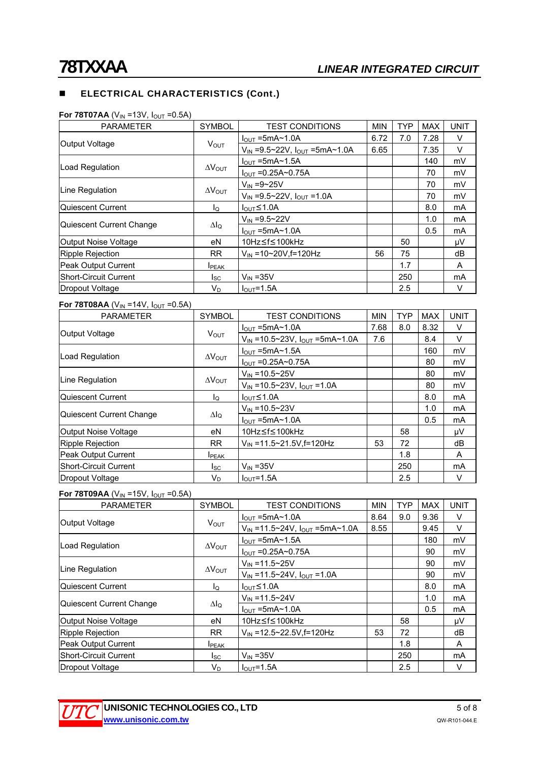## ELECTRICAL CHARACTERISTICS (Cont.)

**For 78T07AA** ($V_{IN}$ =13V, $I_{OUT}$ =0.5A)

| PARAMETER | SYMBOL | TEST CONDITIONS | MIN | TYP | MAX | UNIT |
|---|---|---|---|---|---|---|
| Output Voltage | $V_{OUT}$ | $I_{OUT}$ =5mA~1.0A | 6.72 | 7.0 | 7.28 | V |
| | | $V_{IN}$ =9.5~22V, $I_{OUT}$ =5mA~1.0A | 6.65 | | 7.35 | V |
| Load Regulation | $\Delta V_{OUT}$ | $I_{OUT}$ =5mA~1.5A | | | 140 | mV |
| | | $I_{OUT}$ =0.25A~0.75A | | | 70 | mV |
| Line Regulation | $\Delta V_{OUT}$ | $V_{IN}$ =9~25V | | | 70 | mV |
| | | $V_{IN}$ =9.5~22V, $I_{OUT}$ =1.0A | | | 70 | mV |
| Quiescent Current | $I_Q$ | $I_{OUT}$≤1.0A | | | 8.0 | mA |
| Quiescent Current Change | $\Delta I_Q$ | $V_{IN}$ =9.5~22V | | | 1.0 | mA |
| | | $I_{OUT}$ =5mA~1.0A | | | 0.5 | mA |
| Output Noise Voltage | eN | 10Hz≤f≤100kHz | | 50 | | μV |
| Ripple Rejection | RR | $V_{IN}$ =10~20V,f=120Hz | 56 | 75 | | dB |
| Peak Output Current | $I_{PEAK}$ | | | 1.7 | | A |
| Short-Circuit Current | $I_{SC}$ | $V_{IN}$ =35V | | 250 | | mA |
| Dropout Voltage | $V_D$ | $I_{OUT}$=1.5A | | 2.5 | | V |

**For 78T08AA** ($V_{IN}$ =14V, $I_{OUT}$ =0.5A)

| PARAMETER | SYMBOL | TEST CONDITIONS | MIN | TYP | MAX | UNIT |
|---|---|---|---|---|---|---|
| Output Voltage | $V_{OUT}$ | $I_{OUT}$ =5mA~1.0A | 7.68 | 8.0 | 8.32 | V |
| | | $V_{IN}$ =10.5~23V, $I_{OUT}$ =5mA~1.0A | 7.6 | | 8.4 | V |
| Load Regulation | $\Delta V_{OUT}$ | $I_{OUT}$ =5mA~1.5A | | | 160 | mV |
| | | $I_{OUT}$ =0.25A~0.75A | | | 80 | mV |
| Line Regulation | $\Delta V_{OUT}$ | $V_{IN}$ =10.5~25V | | | 80 | mV |
| | | $V_{IN}$ =10.5~23V, $I_{OUT}$ =1.0A | | | 80 | mV |
| Quiescent Current | $I_Q$ | $I_{OUT}$≤1.0A | | | 8.0 | mA |
| Quiescent Current Change | $\Delta I_Q$ | $V_{IN}$ =10.5~23V | | | 1.0 | mA |
| | | $I_{OUT}$ =5mA~1.0A | | | 0.5 | mA |
| Output Noise Voltage | eN | 10Hz≤f≤100kHz | | 58 | | μV |
| Ripple Rejection | RR | $V_{IN}$ =11.5~21.5V,f=120Hz | 53 | 72 | | dB |
| Peak Output Current | $I_{PEAK}$ | | | 1.8 | | A |
| Short-Circuit Current | $I_{SC}$ | $V_{IN}$ =35V | | 250 | | mA |
| Dropout Voltage | $V_D$ | $I_{OUT}$=1.5A | | 2.5 | | V |

**For 78T09AA** ($V_{IN}$ =15V, $I_{OUT}$ =0.5A)

| PARAMETER | SYMBOL | TEST CONDITIONS | MIN | TYP | MAX | UNIT |
|---|---|---|---|---|---|---|
| Output Voltage | $V_{OUT}$ | $I_{OUT}$ =5mA~1.0A | 8.64 | 9.0 | 9.36 | V |
| | | $V_{IN}$ =11.5~24V, $I_{OUT}$ =5mA~1.0A | 8.55 | | 9.45 | V |
| Load Regulation | $\Delta V_{OUT}$ | $I_{OUT}$ =5mA~1.5A | | | 180 | mV |
| | | $I_{OUT}$ =0.25A~0.75A | | | 90 | mV |
| Line Regulation | $\Delta V_{OUT}$ | $V_{IN}$ =11.5~25V | | | 90 | mV |
| | | $V_{IN}$ =11.5~24V, $I_{OUT}$ =1.0A | | | 90 | mV |
| Quiescent Current | $I_Q$ | $I_{OUT}$≤1.0A | | | 8.0 | mA |
| Quiescent Current Change | $\Delta I_Q$ | $V_{IN}$ =11.5~24V | | | 1.0 | mA |
| | | $I_{OUT}$ =5mA~1.0A | | | 0.5 | mA |
| Output Noise Voltage | eN | 10Hz≤f≤100kHz | | 58 | | μV |
| Ripple Rejection | RR | $V_{IN}$ =12.5~22.5V,f=120Hz | 53 | 72 | | dB |
| Peak Output Current | $I_{PEAK}$ | | | 1.8 | | A |
| Short-Circuit Current | $I_{SC}$ | $V_{IN}$ =35V | | 250 | | mA |
| Dropout Voltage | $V_D$ | $I_{OUT}$=1.5A | | 2.5 | | V |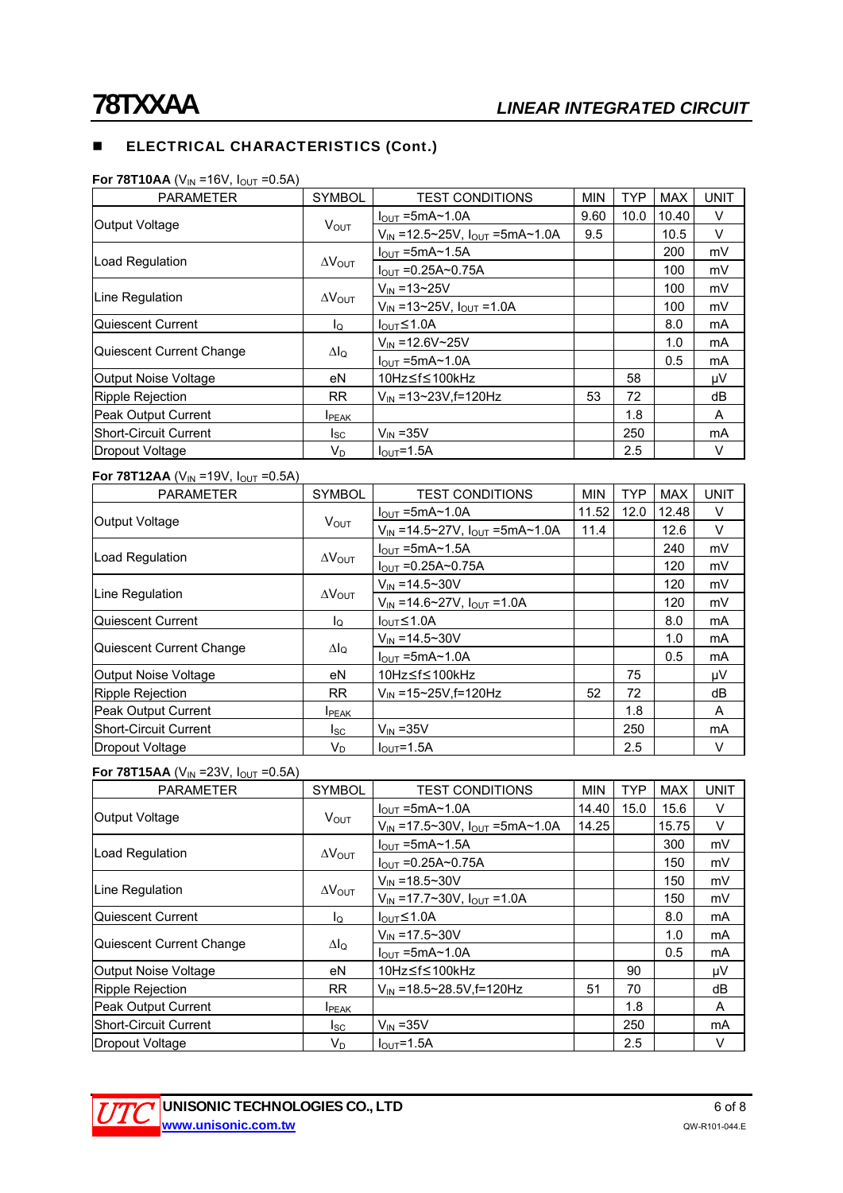## ELECTRICAL CHARACTERISTICS (Cont.)

**For 78T10AA** ($V_{IN}$ =16V, $I_{OUT}$ =0.5A)

| PARAMETER | SYMBOL | TEST CONDITIONS | MIN | TYP | MAX | UNIT |
|---|---|---|---|---|---|---|
| Output Voltage | $V_{OUT}$ | $I_{OUT}$ =5mA~1.0A | 9.60 | 10.0 | 10.40 | V |
| | | $V_{IN}$ =12.5~25V, $I_{OUT}$ =5mA~1.0A | 9.5 | | 10.5 | V |
| Load Regulation | $\Delta V_{OUT}$ | $I_{OUT}$ =5mA~1.5A | | | 200 | mV |
| | | $I_{OUT}$ =0.25A~0.75A | | | 100 | mV |
| Line Regulation | $\Delta V_{OUT}$ | $V_{IN}$ =13~25V | | | 100 | mV |
| | | $V_{IN}$ =13~25V, $I_{OUT}$ =1.0A | | | 100 | mV |
| Quiescent Current | $I_Q$ | $I_{OUT}$≤1.0A | | | 8.0 | mA |
| Quiescent Current Change | $\Delta I_Q$ | $V_{IN}$ =12.6V~25V | | | 1.0 | mA |
| | | $I_{OUT}$ =5mA~1.0A | | | 0.5 | mA |
| Output Noise Voltage | eN | 10Hz≤f≤100kHz | | 58 | | μV |
| Ripple Rejection | RR | $V_{IN}$ =13~23V,f=120Hz | 53 | 72 | | dB |
| Peak Output Current | $I_{PEAK}$ | | | 1.8 | | A |
| Short-Circuit Current | $I_{SC}$ | $V_{IN}$ =35V | | 250 | | mA |
| Dropout Voltage | $V_D$ | $I_{OUT}$=1.5A | | 2.5 | | V |

**For 78T12AA** ($V_{IN}$ =19V, $I_{OUT}$ =0.5A)

| PARAMETER | SYMBOL | TEST CONDITIONS | MIN | TYP | MAX | UNIT |
|---|---|---|---|---|---|---|
| Output Voltage | $V_{OUT}$ | $I_{OUT}$ =5mA~1.0A | 11.52 | 12.0 | 12.48 | V |
| | | $V_{IN}$ =14.5~27V, $I_{OUT}$ =5mA~1.0A | 11.4 | | 12.6 | V |
| Load Regulation | $\Delta V_{OUT}$ | $I_{OUT}$ =5mA~1.5A | | | 240 | mV |
| | | $I_{OUT}$ =0.25A~0.75A | | | 120 | mV |
| Line Regulation | $\Delta V_{OUT}$ | $V_{IN}$ =14.5~30V | | | 120 | mV |
| | | $V_{IN}$ =14.6~27V, $I_{OUT}$ =1.0A | | | 120 | mV |
| Quiescent Current | $I_Q$ | $I_{OUT}$≤1.0A | | | 8.0 | mA |
| Quiescent Current Change | $\Delta I_Q$ | $V_{IN}$ =14.5~30V | | | 1.0 | mA |
| | | $I_{OUT}$ =5mA~1.0A | | | 0.5 | mA |
| Output Noise Voltage | eN | 10Hz≤f≤100kHz | | 75 | | μV |
| Ripple Rejection | RR | $V_{IN}$ =15~25V,f=120Hz | 52 | 72 | | dB |
| Peak Output Current | $I_{PEAK}$ | | | 1.8 | | A |
| Short-Circuit Current | $I_{SC}$ | $V_{IN}$ =35V | | 250 | | mA |
| Dropout Voltage | $V_D$ | $I_{OUT}$=1.5A | | 2.5 | | V |

**For 78T15AA** ($V_{IN}$ =23V, $I_{OUT}$ =0.5A)

| PARAMETER | SYMBOL | TEST CONDITIONS | MIN | TYP | MAX | UNIT |
|---|---|---|---|---|---|---|
| Output Voltage | $V_{OUT}$ | $I_{OUT}$ =5mA~1.0A | 14.40 | 15.0 | 15.6 | V |
| | | $V_{IN}$ =17.5~30V, $I_{OUT}$ =5mA~1.0A | 14.25 | | 15.75 | V |
| Load Regulation | $\Delta V_{OUT}$ | $I_{OUT}$ =5mA~1.5A | | | 300 | mV |
| | | $I_{OUT}$ =0.25A~0.75A | | | 150 | mV |
| Line Regulation | $\Delta V_{OUT}$ | $V_{IN}$ =18.5~30V | | | 150 | mV |
| | | $V_{IN}$ =17.7~30V, $I_{OUT}$ =1.0A | | | 150 | mV |
| Quiescent Current | $I_Q$ | $I_{OUT}$≤1.0A | | | 8.0 | mA |
| Quiescent Current Change | $\Delta I_Q$ | $V_{IN}$ =17.5~30V | | | 1.0 | mA |
| | | $I_{OUT}$ =5mA~1.0A | | | 0.5 | mA |
| Output Noise Voltage | eN | 10Hz≤f≤100kHz | | 90 | | μV |
| Ripple Rejection | RR | $V_{IN}$ =18.5~28.5V,f=120Hz | 51 | 70 | | dB |
| Peak Output Current | $I_{PEAK}$ | | | 1.8 | | A |
| Short-Circuit Current | $I_{SC}$ | $V_{IN}$ =35V | | 250 | | mA |
| Dropout Voltage | $V_D$ | $I_{OUT}$=1.5A | | 2.5 | | V |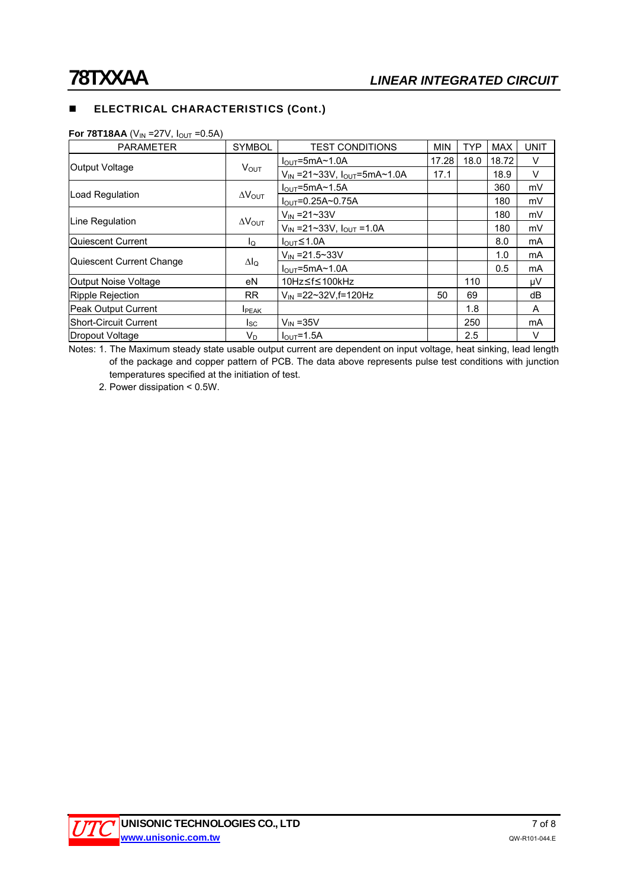## ELECTRICAL CHARACTERISTICS (Cont.)

**For 78T18AA** ($V_{IN}$ =27V, $I_{OUT}$ =0.5A)

| PARAMETER | SYMBOL | TEST CONDITIONS | MIN | TYP | MAX | UNIT |
|---|---|---|---|---|---|---|
| Output Voltage | $V_{OUT}$ | $I_{OUT}$=5mA~1.0A | 17.28 | 18.0 | 18.72 | V |
| | | $V_{IN}$ =21~33V, $I_{OUT}$=5mA~1.0A | 17.1 | | 18.9 | V |
| Load Regulation | $\Delta V_{OUT}$ | $I_{OUT}$=5mA~1.5A | | | 360 | mV |
| | | $I_{OUT}$=0.25A~0.75A | | | 180 | mV |
| Line Regulation | $\Delta V_{OUT}$ | $V_{IN}$ =21~33V | | | 180 | mV |
| | | $V_{IN}$ =21~33V, $I_{OUT}$ =1.0A | | | 180 | mV |
| Quiescent Current | $I_Q$ | $I_{OUT}$≤1.0A | | | 8.0 | mA |
| Quiescent Current Change | $\Delta I_Q$ | $V_{IN}$ =21.5~33V | | | 1.0 | mA |
| | | $I_{OUT}$=5mA~1.0A | | | 0.5 | mA |
| Output Noise Voltage | eN | 10Hz≤f≤100kHz | | 110 | | μV |
| Ripple Rejection | RR | $V_{IN}$ =22~32V,f=120Hz | 50 | 69 | | dB |
| Peak Output Current | $I_{PEAK}$ | | | 1.8 | | A |
| Short-Circuit Current | $I_{SC}$ | $V_{IN}$ =35V | | 250 | | mA |
| Dropout Voltage | $V_D$ | $I_{OUT}$=1.5A | | 2.5 | | V |

Notes: 1. The Maximum steady state usable output current are dependent on input voltage, heat sinking, lead length of the package and copper pattern of PCB. The data above represents pulse test conditions with junction temperatures specified at the initiation of test.

2. Power dissipation < 0.5W.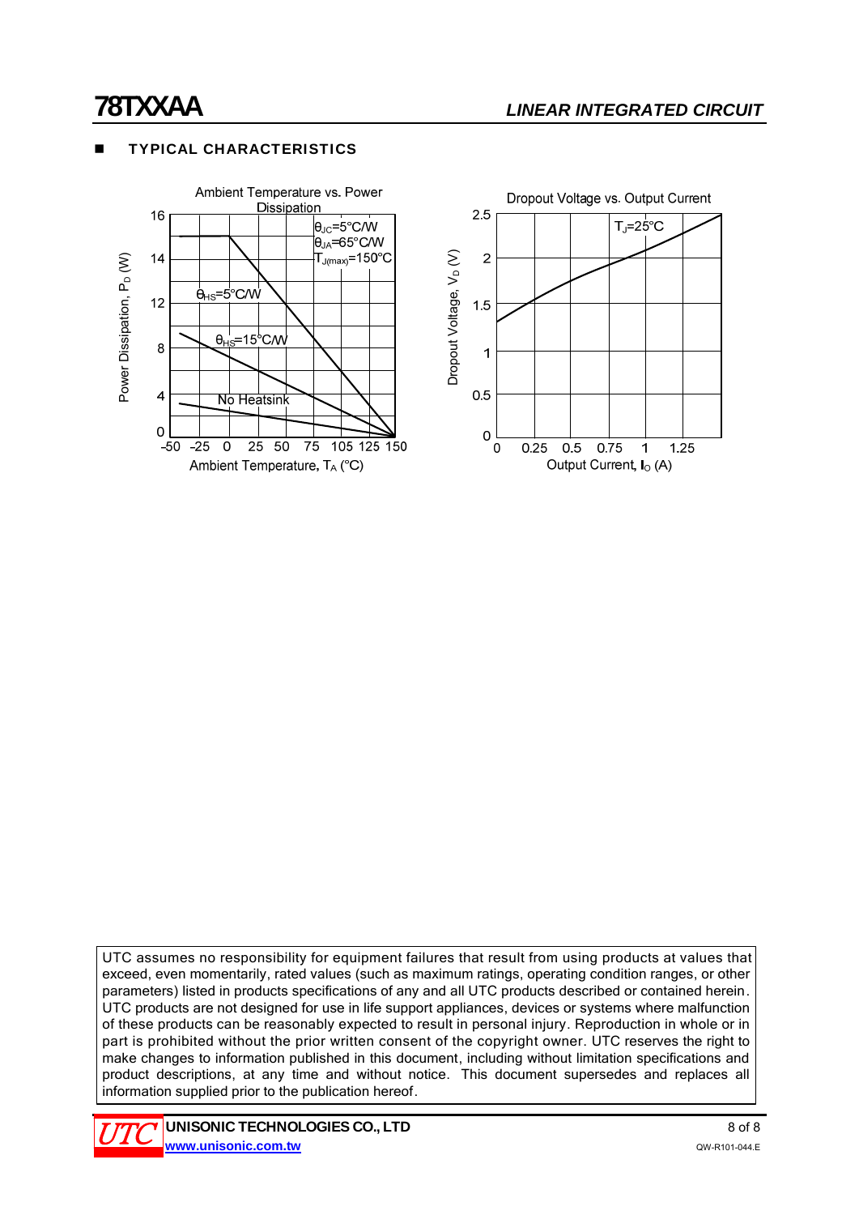## TYPICAL CHARACTERISTICS

Ambient Temperature vs. Power Dissipation

$\theta_{JC}$=5°C/W
$\theta_{JA}$=65°C/W
$T_{J(max)}$=150°C

$\theta_{HS}$=5°C/W

$\theta_{HS}$=15°C/W

No Heatsink

Power Dissipation, $P_D$ (W)

16
14
12
8
4
0

-50 -25 0 25 50 75 105 125 150

Ambient Temperature, $T_A$ (°C)

Dropout Voltage vs. Output Current

$T_J$=25°C

Dropout Voltage, $V_D$ (V)

2.5
2
1.5
1
0.5
0

0 0.25 0.5 0.75 1 1.25

Output Current, $I_O$ (A)

UTC assumes no responsibility for equipment failures that result from using products at values that exceed, even momentarily, rated values (such as maximum ratings, operating condition ranges, or other parameters) listed in products specifications of any and all UTC products described or contained herein. UTC products are not designed for use in life support appliances, devices or systems where malfunction of these products can be reasonably expected to result in personal injury. Reproduction in whole or in part is prohibited without the prior written consent of the copyright owner. UTC reserves the right to make changes to information published in this document, including without limitation specifications and product descriptions, at any time and without notice. This document supersedes and replaces all information supplied prior to the publication hereof.